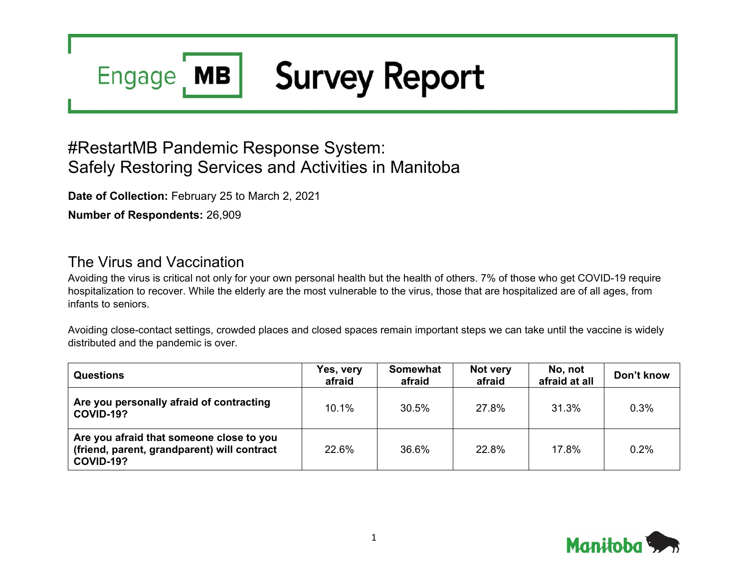# Engage MB Survey Report

## #RestartMB Pandemic Response System: Safely Restoring Services and Activities in Manitoba

**Date of Collection:** February 25 to March 2, 2021

**Number of Respondents:** 26,909

## The Virus and Vaccination

Avoiding the virus is critical not only for your own personal health but the health of others. 7% of those who get COVID-19 require hospitalization to recover. While the elderly are the most vulnerable to the virus, those that are hospitalized are of all ages, from infants to seniors.

Avoiding close-contact settings, crowded places and closed spaces remain important steps we can take until the vaccine is widely distributed and the pandemic is over.

| Questions | Yes, very afraid | Somewhat afraid | Not very afraid | No, not afraid at all | Don't know |
|---|---|---|---|---|---|
| **Are you personally afraid of contracting COVID-19?** | 10.1% | 30.5% | 27.8% | 31.3% | 0.3% |
| **Are you afraid that someone close to you (friend, parent, grandparent) will contract COVID-19?** | 22.6% | 36.6% | 22.8% | 17.8% | 0.2% |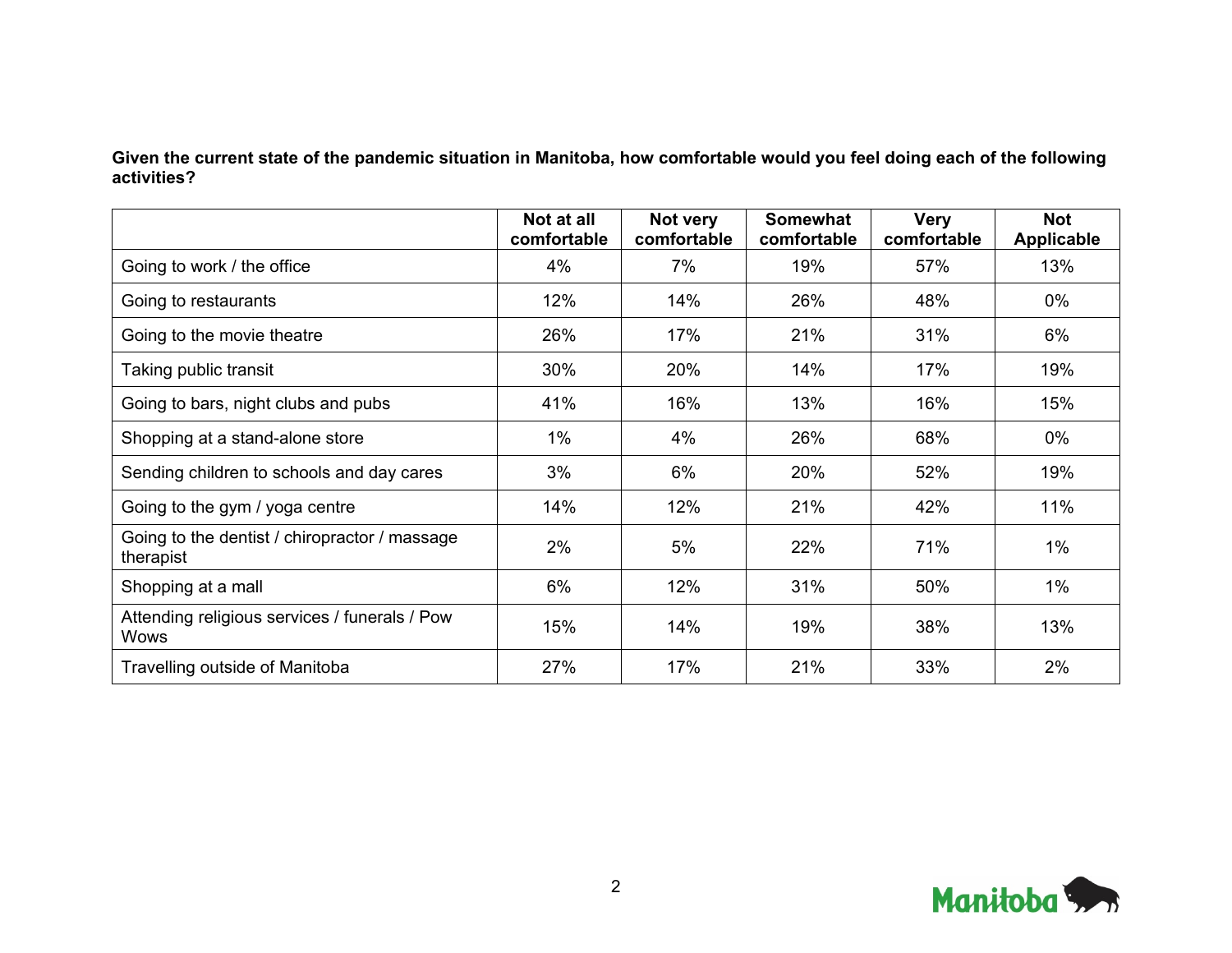**Given the current state of the pandemic situation in Manitoba, how comfortable would you feel doing each of the following activities?**

| | Not at all comfortable | Not very comfortable | Somewhat comfortable | Very comfortable | Not Applicable |
|---|---|---|---|---|---|
| Going to work / the office | 4% | 7% | 19% | 57% | 13% |
| Going to restaurants | 12% | 14% | 26% | 48% | 0% |
| Going to the movie theatre | 26% | 17% | 21% | 31% | 6% |
| Taking public transit | 30% | 20% | 14% | 17% | 19% |
| Going to bars, night clubs and pubs | 41% | 16% | 13% | 16% | 15% |
| Shopping at a stand-alone store | 1% | 4% | 26% | 68% | 0% |
| Sending children to schools and day cares | 3% | 6% | 20% | 52% | 19% |
| Going to the gym / yoga centre | 14% | 12% | 21% | 42% | 11% |
| Going to the dentist / chiropractor / massage therapist | 2% | 5% | 22% | 71% | 1% |
| Shopping at a mall | 6% | 12% | 31% | 50% | 1% |
| Attending religious services / funerals / Pow Wows | 15% | 14% | 19% | 38% | 13% |
| Travelling outside of Manitoba | 27% | 17% | 21% | 33% | 2% |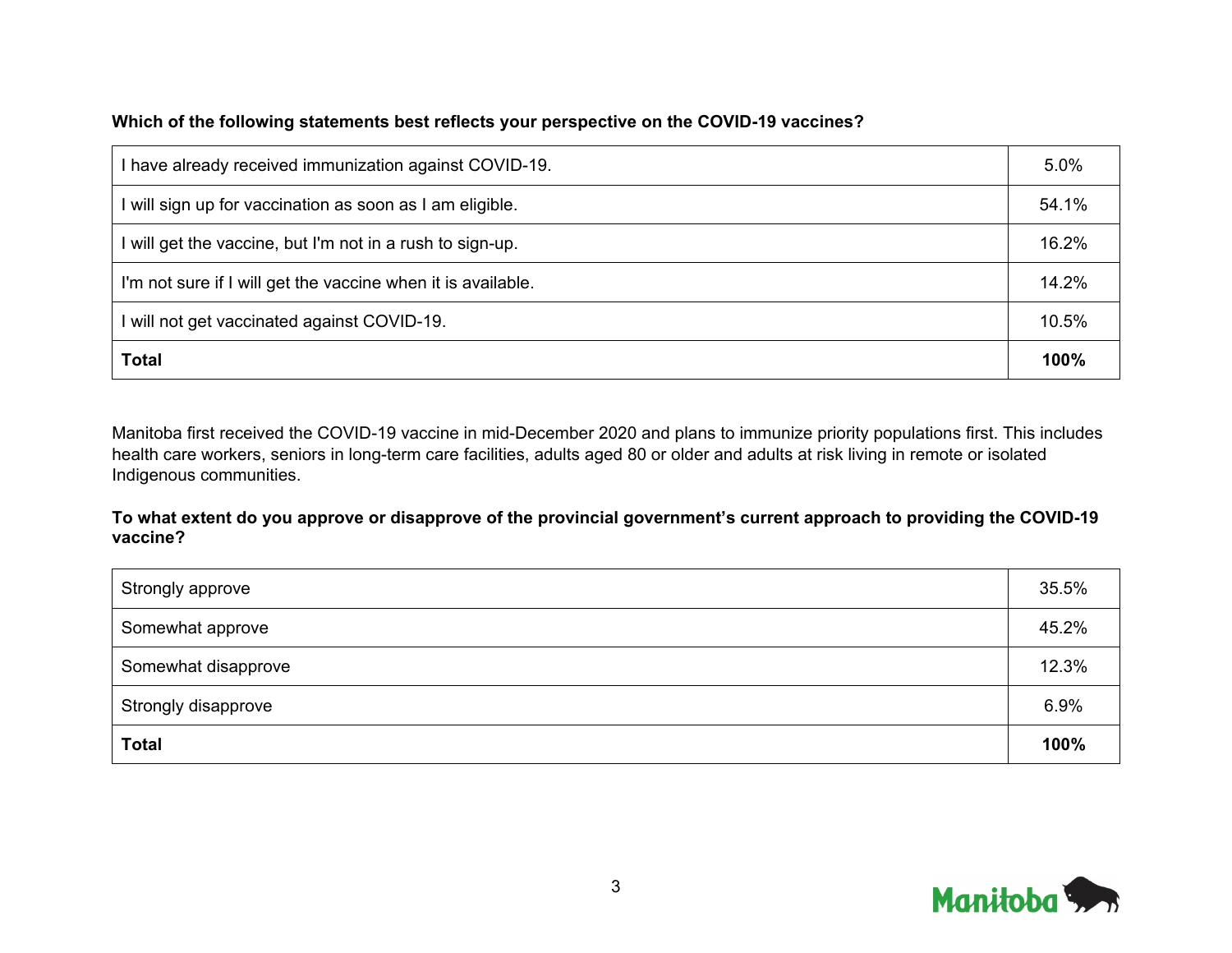**Which of the following statements best reflects your perspective on the COVID-19 vaccines?**

| | |
|---|---|
| I have already received immunization against COVID-19. | 5.0% |
| I will sign up for vaccination as soon as I am eligible. | 54.1% |
| I will get the vaccine, but I'm not in a rush to sign-up. | 16.2% |
| I'm not sure if I will get the vaccine when it is available. | 14.2% |
| I will not get vaccinated against COVID-19. | 10.5% |
| **Total** | **100%** |

Manitoba first received the COVID-19 vaccine in mid-December 2020 and plans to immunize priority populations first. This includes health care workers, seniors in long-term care facilities, adults aged 80 or older and adults at risk living in remote or isolated Indigenous communities.

**To what extent do you approve or disapprove of the provincial government's current approach to providing the COVID-19 vaccine?**

| | |
|---|---|
| Strongly approve | 35.5% |
| Somewhat approve | 45.2% |
| Somewhat disapprove | 12.3% |
| Strongly disapprove | 6.9% |
| **Total** | **100%** |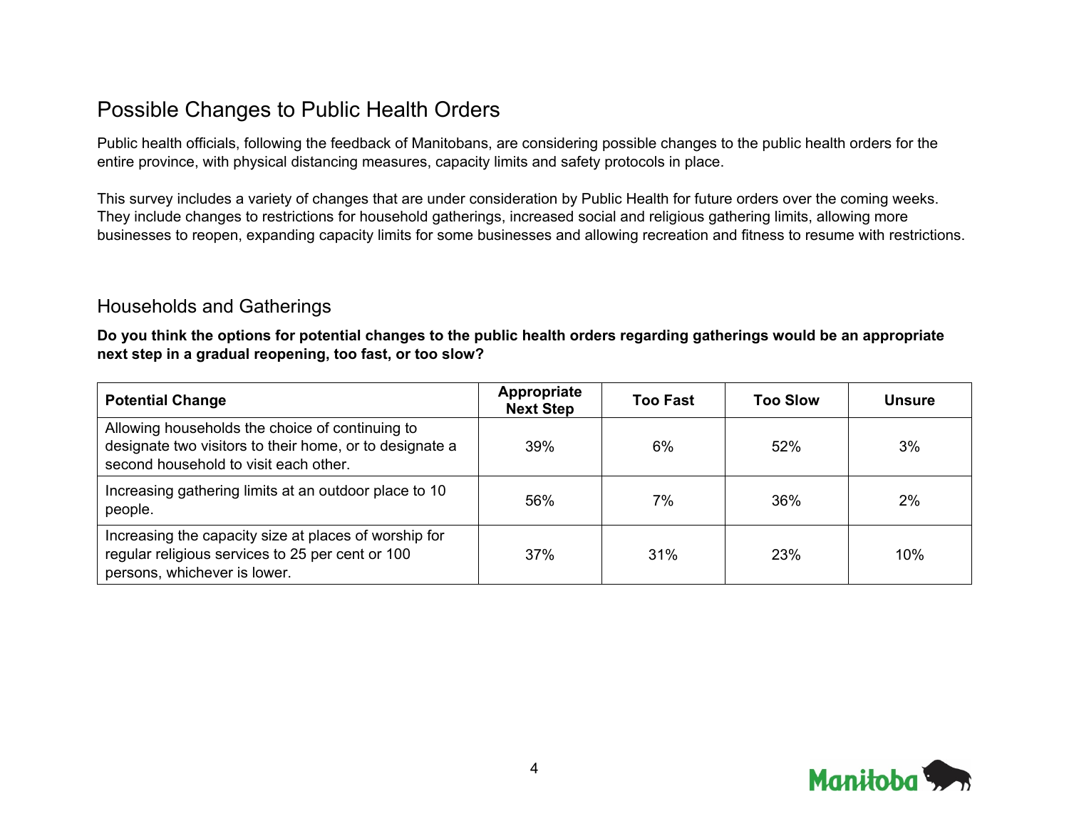## Possible Changes to Public Health Orders

Public health officials, following the feedback of Manitobans, are considering possible changes to the public health orders for the entire province, with physical distancing measures, capacity limits and safety protocols in place.

This survey includes a variety of changes that are under consideration by Public Health for future orders over the coming weeks. They include changes to restrictions for household gatherings, increased social and religious gathering limits, allowing more businesses to reopen, expanding capacity limits for some businesses and allowing recreation and fitness to resume with restrictions.

## Households and Gatherings

**Do you think the options for potential changes to the public health orders regarding gatherings would be an appropriate next step in a gradual reopening, too fast, or too slow?**

| Potential Change | Appropriate Next Step | Too Fast | Too Slow | Unsure |
|---|---|---|---|---|
| Allowing households the choice of continuing to designate two visitors to their home, or to designate a second household to visit each other. | 39% | 6% | 52% | 3% |
| Increasing gathering limits at an outdoor place to 10 people. | 56% | 7% | 36% | 2% |
| Increasing the capacity size at places of worship for regular religious services to 25 per cent or 100 persons, whichever is lower. | 37% | 31% | 23% | 10% |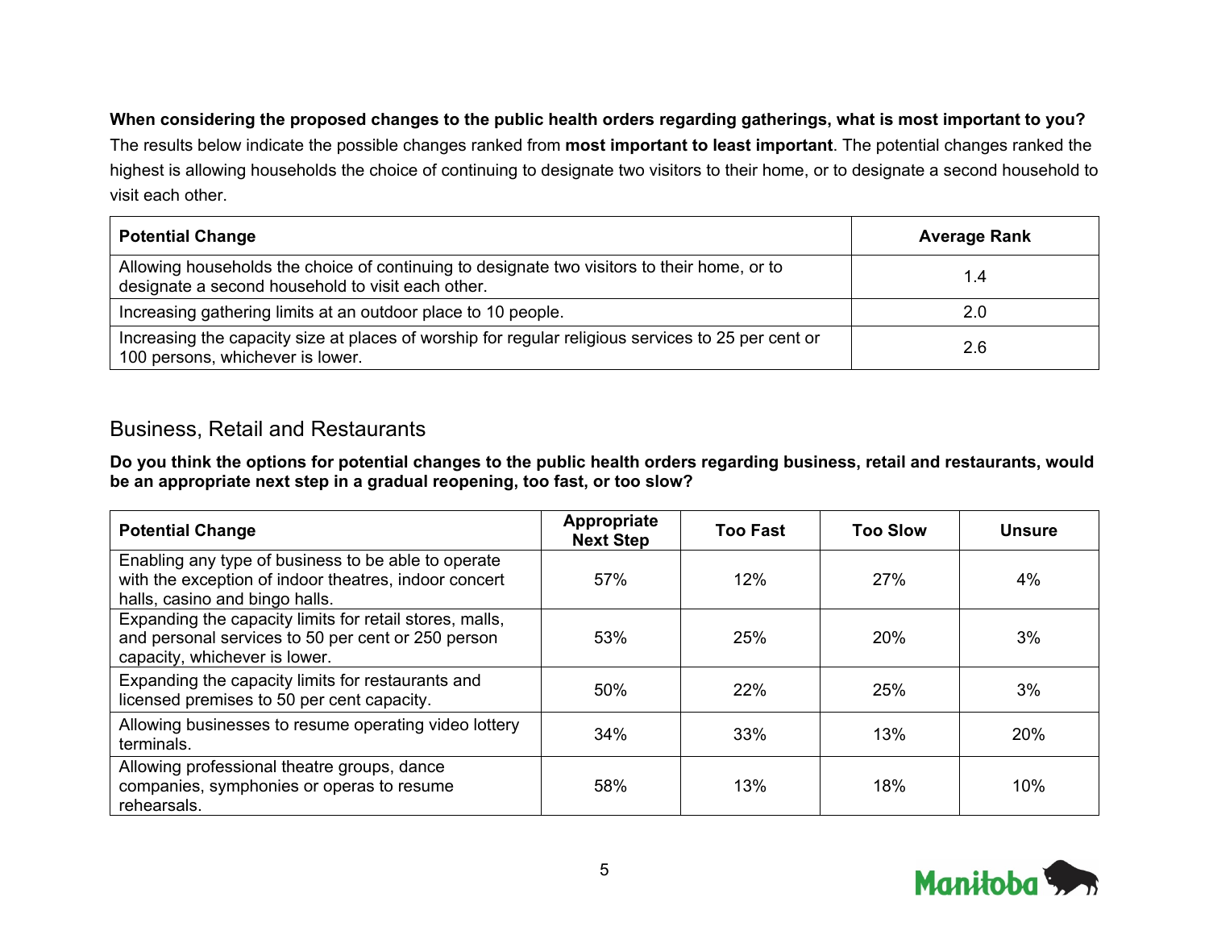**When considering the proposed changes to the public health orders regarding gatherings, what is most important to you?**
The results below indicate the possible changes ranked from **most important to least important**. The potential changes ranked the highest is allowing households the choice of continuing to designate two visitors to their home, or to designate a second household to visit each other.

| Potential Change | Average Rank |
|---|---|
| Allowing households the choice of continuing to designate two visitors to their home, or to designate a second household to visit each other. | 1.4 |
| Increasing gathering limits at an outdoor place to 10 people. | 2.0 |
| Increasing the capacity size at places of worship for regular religious services to 25 per cent or 100 persons, whichever is lower. | 2.6 |

## Business, Retail and Restaurants

**Do you think the options for potential changes to the public health orders regarding business, retail and restaurants, would be an appropriate next step in a gradual reopening, too fast, or too slow?**

| Potential Change | Appropriate Next Step | Too Fast | Too Slow | Unsure |
|---|---|---|---|---|
| Enabling any type of business to be able to operate with the exception of indoor theatres, indoor concert halls, casino and bingo halls. | 57% | 12% | 27% | 4% |
| Expanding the capacity limits for retail stores, malls, and personal services to 50 per cent or 250 person capacity, whichever is lower. | 53% | 25% | 20% | 3% |
| Expanding the capacity limits for restaurants and licensed premises to 50 per cent capacity. | 50% | 22% | 25% | 3% |
| Allowing businesses to resume operating video lottery terminals. | 34% | 33% | 13% | 20% |
| Allowing professional theatre groups, dance companies, symphonies or operas to resume rehearsals. | 58% | 13% | 18% | 10% |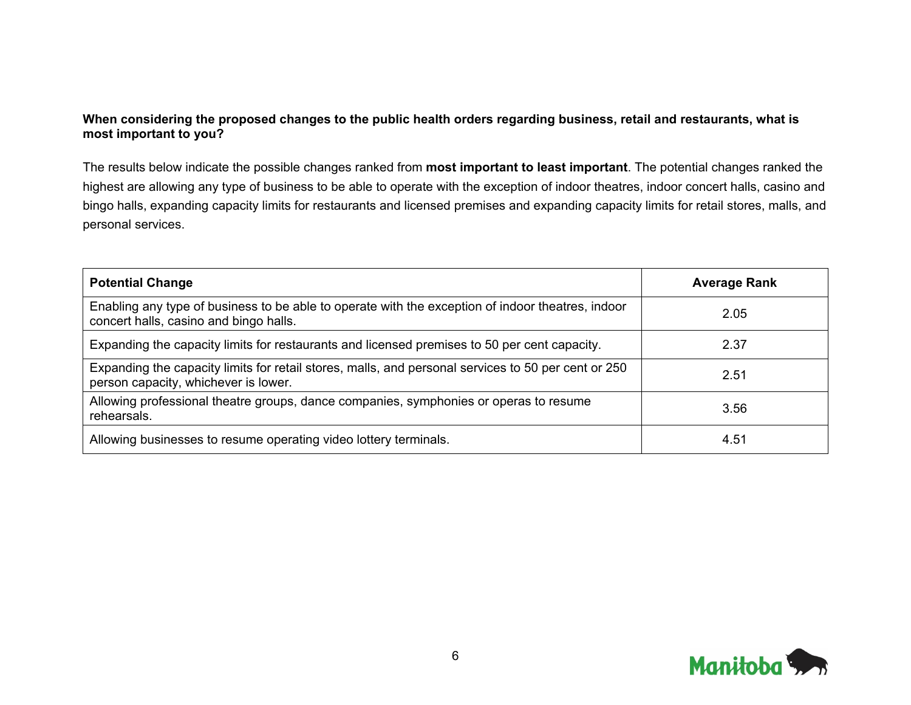**When considering the proposed changes to the public health orders regarding business, retail and restaurants, what is most important to you?**

The results below indicate the possible changes ranked from **most important to least important**. The potential changes ranked the highest are allowing any type of business to be able to operate with the exception of indoor theatres, indoor concert halls, casino and bingo halls, expanding capacity limits for restaurants and licensed premises and expanding capacity limits for retail stores, malls, and personal services.

| Potential Change | Average Rank |
|---|---|
| Enabling any type of business to be able to operate with the exception of indoor theatres, indoor concert halls, casino and bingo halls. | 2.05 |
| Expanding the capacity limits for restaurants and licensed premises to 50 per cent capacity. | 2.37 |
| Expanding the capacity limits for retail stores, malls, and personal services to 50 per cent or 250 person capacity, whichever is lower. | 2.51 |
| Allowing professional theatre groups, dance companies, symphonies or operas to resume rehearsals. | 3.56 |
| Allowing businesses to resume operating video lottery terminals. | 4.51 |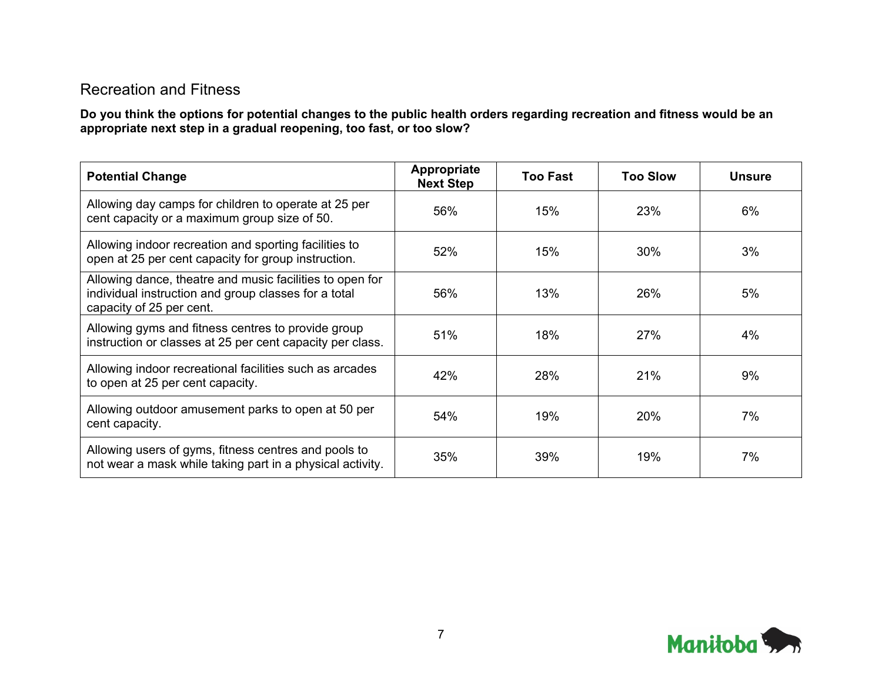## Recreation and Fitness

**Do you think the options for potential changes to the public health orders regarding recreation and fitness would be an appropriate next step in a gradual reopening, too fast, or too slow?**

| Potential Change | Appropriate Next Step | Too Fast | Too Slow | Unsure |
|---|---|---|---|---|
| Allowing day camps for children to operate at 25 per cent capacity or a maximum group size of 50. | 56% | 15% | 23% | 6% |
| Allowing indoor recreation and sporting facilities to open at 25 per cent capacity for group instruction. | 52% | 15% | 30% | 3% |
| Allowing dance, theatre and music facilities to open for individual instruction and group classes for a total capacity of 25 per cent. | 56% | 13% | 26% | 5% |
| Allowing gyms and fitness centres to provide group instruction or classes at 25 per cent capacity per class. | 51% | 18% | 27% | 4% |
| Allowing indoor recreational facilities such as arcades to open at 25 per cent capacity. | 42% | 28% | 21% | 9% |
| Allowing outdoor amusement parks to open at 50 per cent capacity. | 54% | 19% | 20% | 7% |
| Allowing users of gyms, fitness centres and pools to not wear a mask while taking part in a physical activity. | 35% | 39% | 19% | 7% |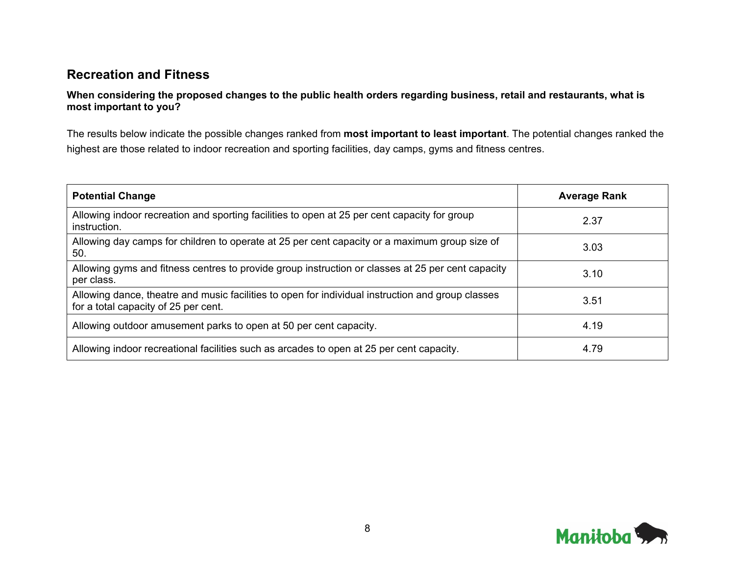## Recreation and Fitness

**When considering the proposed changes to the public health orders regarding business, retail and restaurants, what is most important to you?**

The results below indicate the possible changes ranked from **most important to least important**. The potential changes ranked the highest are those related to indoor recreation and sporting facilities, day camps, gyms and fitness centres.

| Potential Change | Average Rank |
|---|---|
| Allowing indoor recreation and sporting facilities to open at 25 per cent capacity for group instruction. | 2.37 |
| Allowing day camps for children to operate at 25 per cent capacity or a maximum group size of 50. | 3.03 |
| Allowing gyms and fitness centres to provide group instruction or classes at 25 per cent capacity per class. | 3.10 |
| Allowing dance, theatre and music facilities to open for individual instruction and group classes for a total capacity of 25 per cent. | 3.51 |
| Allowing outdoor amusement parks to open at 50 per cent capacity. | 4.19 |
| Allowing indoor recreational facilities such as arcades to open at 25 per cent capacity. | 4.79 |